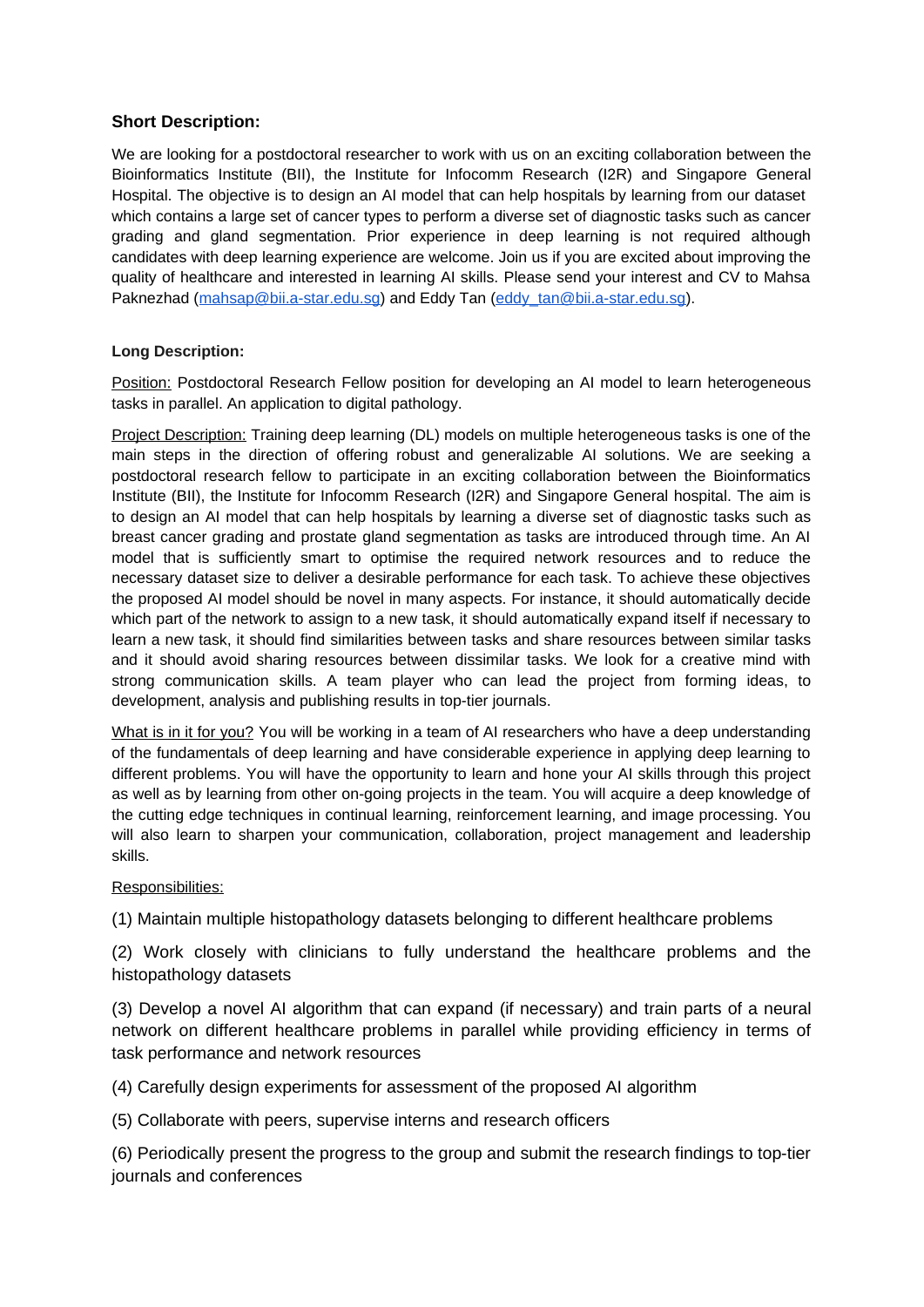## Short Description:

We are looking for a postdoctoral researcher to work with us on an exciting collaboration between the Bioinformatics Institute (BII), the Institute for Infocomm Research (I2R) and Singapore General Hospital. The objective is to design an AI model that can help hospitals by learning from our dataset which contains a large set of cancer types to perform a diverse set of diagnostic tasks such as cancer grading and gland segmentation. Prior experience in deep learning is not required although candidates with deep learning experience are welcome. Join us if you are excited about improving the quality of healthcare and interested in learning AI skills. Please send your interest and CV to Mahsa Paknezhad (mahsap@bii.a-star.edu.sg) and Eddy Tan (eddy_tan@bii.a-star.edu.sg).

### Long Description:

Position: Postdoctoral Research Fellow position for developing an AI model to learn heterogeneous tasks in parallel. An application to digital pathology.

Project Description: Training deep learning (DL) models on multiple heterogeneous tasks is one of the main steps in the direction of offering robust and generalizable AI solutions. We are seeking a postdoctoral research fellow to participate in an exciting collaboration between the Bioinformatics Institute (BII), the Institute for Infocomm Research (I2R) and Singapore General hospital. The aim is to design an AI model that can help hospitals by learning a diverse set of diagnostic tasks such as breast cancer grading and prostate gland segmentation as tasks are introduced through time. An AI model that is sufficiently smart to optimise the required network resources and to reduce the necessary dataset size to deliver a desirable performance for each task. To achieve these objectives the proposed AI model should be novel in many aspects. For instance, it should automatically decide which part of the network to assign to a new task, it should automatically expand itself if necessary to learn a new task, it should find similarities between tasks and share resources between similar tasks and it should avoid sharing resources between dissimilar tasks. We look for a creative mind with strong communication skills. A team player who can lead the project from forming ideas, to development, analysis and publishing results in top-tier journals.

What is in it for you? You will be working in a team of AI researchers who have a deep understanding of the fundamentals of deep learning and have considerable experience in applying deep learning to different problems. You will have the opportunity to learn and hone your AI skills through this project as well as by learning from other on-going projects in the team. You will acquire a deep knowledge of the cutting edge techniques in continual learning, reinforcement learning, and image processing. You will also learn to sharpen your communication, collaboration, project management and leadership skills.

Responsibilities:

(1) Maintain multiple histopathology datasets belonging to different healthcare problems

(2) Work closely with clinicians to fully understand the healthcare problems and the histopathology datasets

(3) Develop a novel AI algorithm that can expand (if necessary) and train parts of a neural network on different healthcare problems in parallel while providing efficiency in terms of task performance and network resources

(4) Carefully design experiments for assessment of the proposed AI algorithm

(5) Collaborate with peers, supervise interns and research officers

(6) Periodically present the progress to the group and submit the research findings to top-tier journals and conferences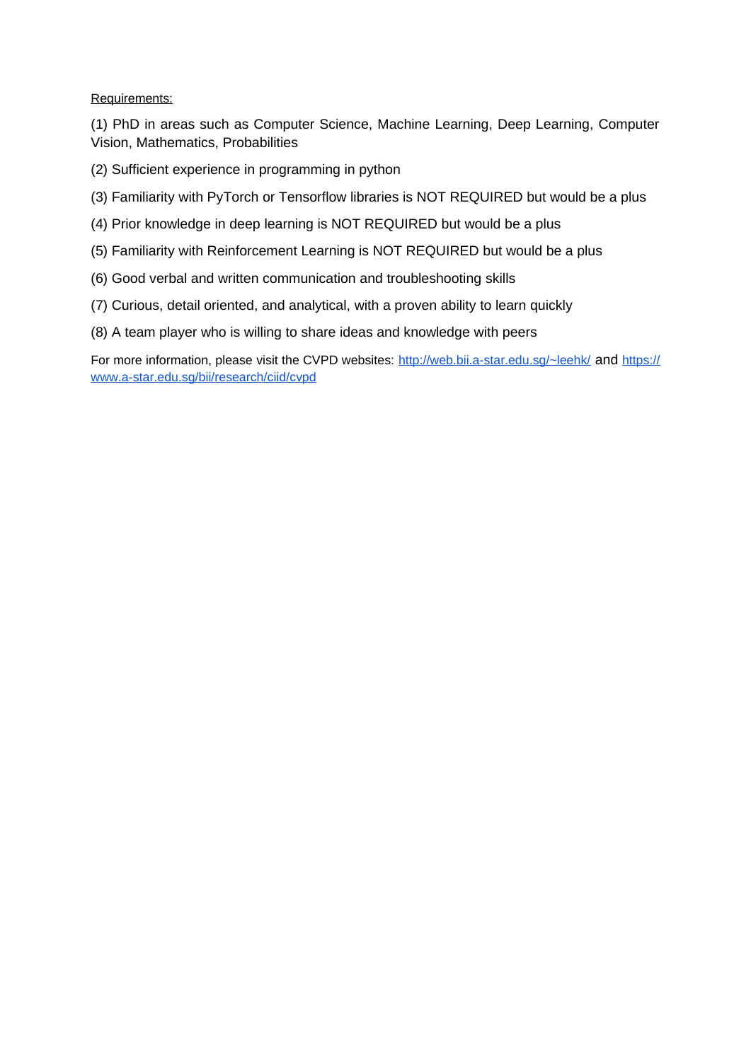Requirements:

(1) PhD in areas such as Computer Science, Machine Learning, Deep Learning, Computer Vision, Mathematics, Probabilities

(2) Sufficient experience in programming in python

(3) Familiarity with PyTorch or Tensorflow libraries is NOT REQUIRED but would be a plus

(4) Prior knowledge in deep learning is NOT REQUIRED but would be a plus

(5) Familiarity with Reinforcement Learning is NOT REQUIRED but would be a plus

(6) Good verbal and written communication and troubleshooting skills

(7) Curious, detail oriented, and analytical, with a proven ability to learn quickly

(8) A team player who is willing to share ideas and knowledge with peers

For more information, please visit the CVPD websites: [http://web.bii.a-star.edu.sg/~leehk/](http://web.bii.a-star.edu.sg/~leehk/) and [https://www.a-star.edu.sg/bii/research/ciid/cvpd](https://www.a-star.edu.sg/bii/research/ciid/cvpd)